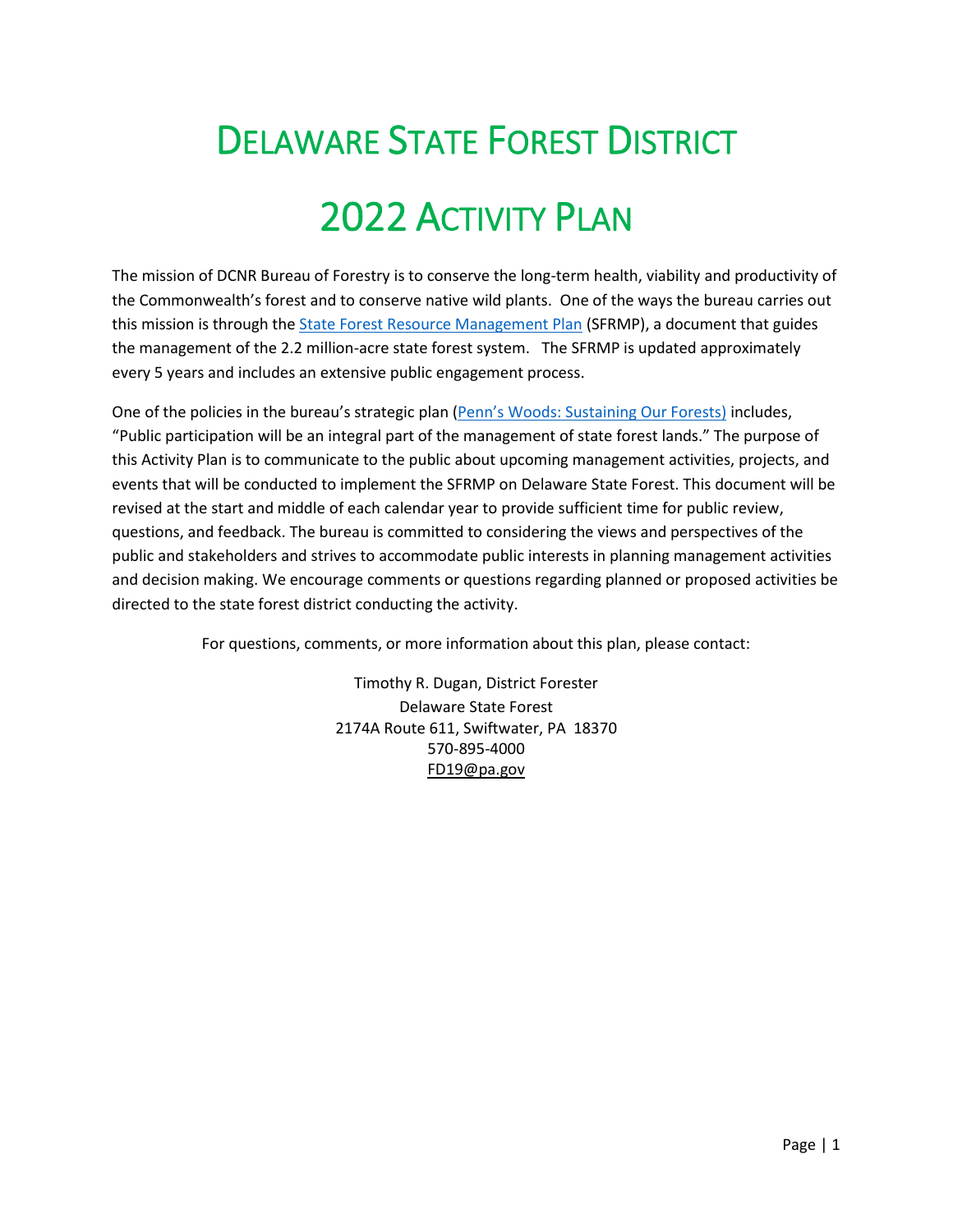# Delaware State Forest District

# 2022 Activity Plan

The mission of DCNR Bureau of Forestry is to conserve the long-term health, viability and productivity of the Commonwealth's forest and to conserve native wild plants. One of the ways the bureau carries out this mission is through the State Forest Resource Management Plan (SFRMP), a document that guides the management of the 2.2 million-acre state forest system. The SFRMP is updated approximately every 5 years and includes an extensive public engagement process.

One of the policies in the bureau's strategic plan (Penn's Woods: Sustaining Our Forests) includes, "Public participation will be an integral part of the management of state forest lands." The purpose of this Activity Plan is to communicate to the public about upcoming management activities, projects, and events that will be conducted to implement the SFRMP on Delaware State Forest. This document will be revised at the start and middle of each calendar year to provide sufficient time for public review, questions, and feedback. The bureau is committed to considering the views and perspectives of the public and stakeholders and strives to accommodate public interests in planning management activities and decision making. We encourage comments or questions regarding planned or proposed activities be directed to the state forest district conducting the activity.

For questions, comments, or more information about this plan, please contact:

Timothy R. Dugan, District Forester
Delaware State Forest
2174A Route 611, Swiftwater, PA 18370
570-895-4000
FD19@pa.gov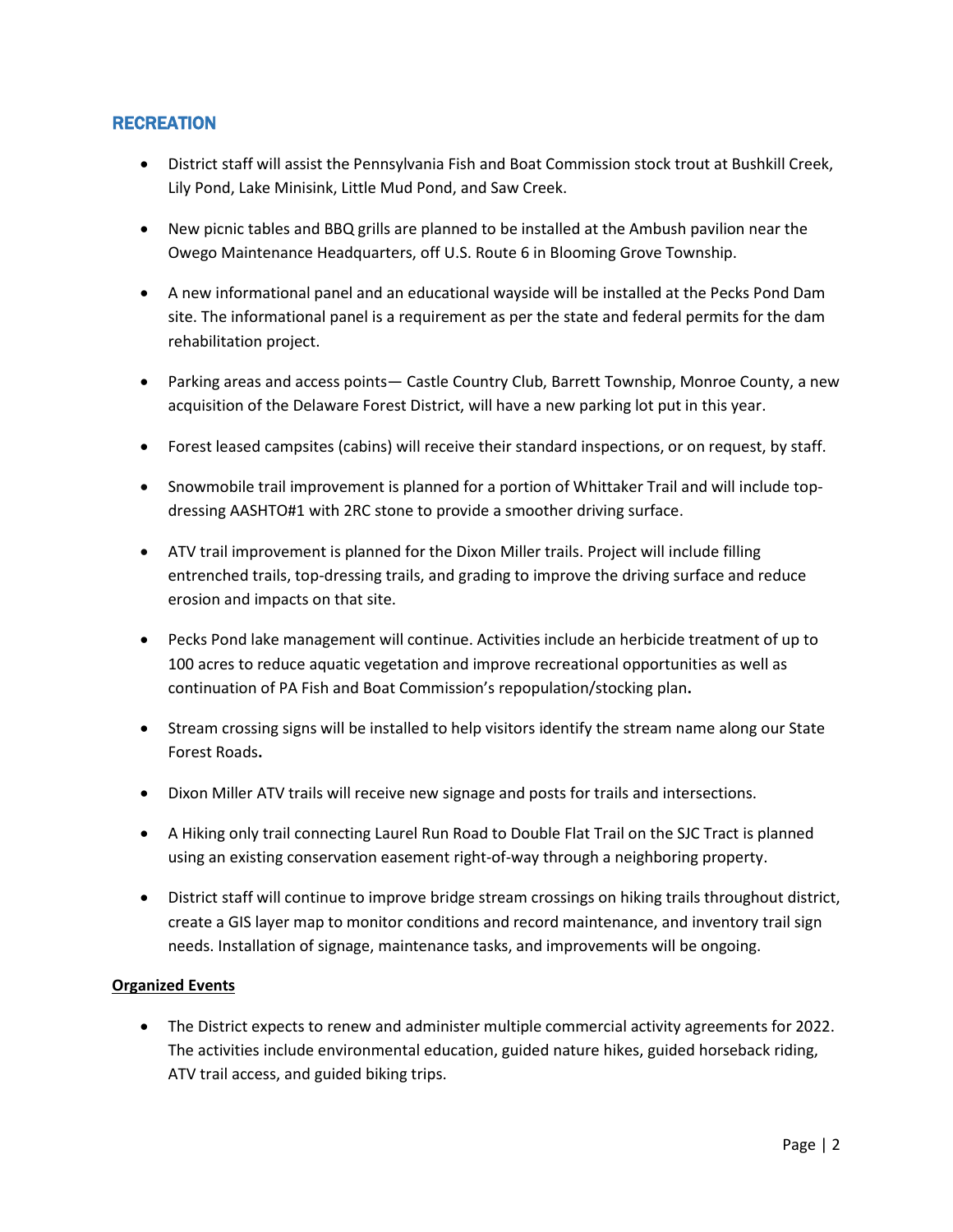## RECREATION

- District staff will assist the Pennsylvania Fish and Boat Commission stock trout at Bushkill Creek, Lily Pond, Lake Minisink, Little Mud Pond, and Saw Creek.

- New picnic tables and BBQ grills are planned to be installed at the Ambush pavilion near the Owego Maintenance Headquarters, off U.S. Route 6 in Blooming Grove Township.

- A new informational panel and an educational wayside will be installed at the Pecks Pond Dam site. The informational panel is a requirement as per the state and federal permits for the dam rehabilitation project.

- Parking areas and access points— Castle Country Club, Barrett Township, Monroe County, a new acquisition of the Delaware Forest District, will have a new parking lot put in this year.

- Forest leased campsites (cabins) will receive their standard inspections, or on request, by staff.

- Snowmobile trail improvement is planned for a portion of Whittaker Trail and will include top-dressing AASHTO#1 with 2RC stone to provide a smoother driving surface.

- ATV trail improvement is planned for the Dixon Miller trails. Project will include filling entrenched trails, top-dressing trails, and grading to improve the driving surface and reduce erosion and impacts on that site.

- Pecks Pond lake management will continue. Activities include an herbicide treatment of up to 100 acres to reduce aquatic vegetation and improve recreational opportunities as well as continuation of PA Fish and Boat Commission's repopulation/stocking plan**.**

- Stream crossing signs will be installed to help visitors identify the stream name along our State Forest Roads**.**

- Dixon Miller ATV trails will receive new signage and posts for trails and intersections.

- A Hiking only trail connecting Laurel Run Road to Double Flat Trail on the SJC Tract is planned using an existing conservation easement right-of-way through a neighboring property.

- District staff will continue to improve bridge stream crossings on hiking trails throughout district, create a GIS layer map to monitor conditions and record maintenance, and inventory trail sign needs. Installation of signage, maintenance tasks, and improvements will be ongoing.

**Organized Events**

- The District expects to renew and administer multiple commercial activity agreements for 2022. The activities include environmental education, guided nature hikes, guided horseback riding, ATV trail access, and guided biking trips.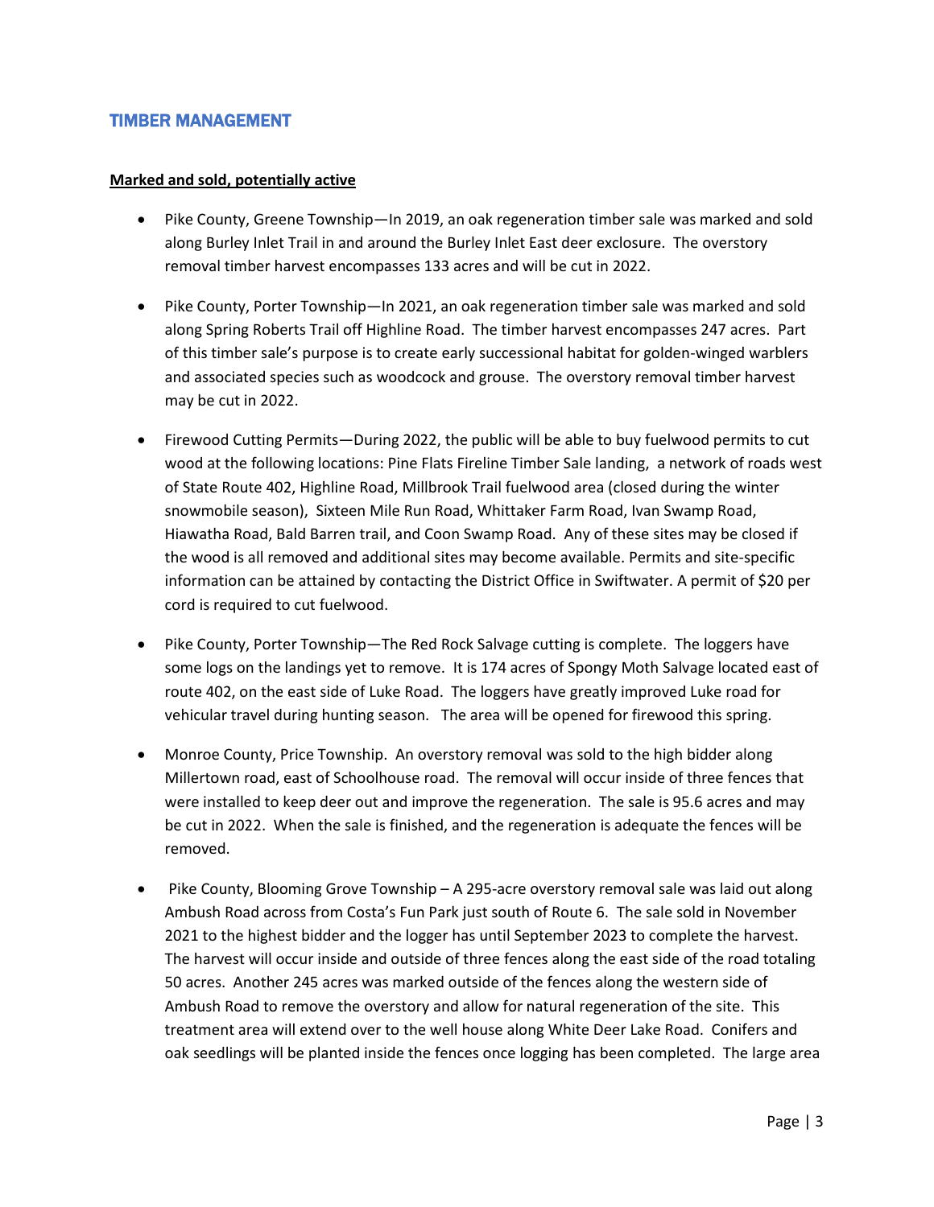## TIMBER MANAGEMENT

**Marked and sold, potentially active**

- Pike County, Greene Township—In 2019, an oak regeneration timber sale was marked and sold along Burley Inlet Trail in and around the Burley Inlet East deer exclosure. The overstory removal timber harvest encompasses 133 acres and will be cut in 2022.

- Pike County, Porter Township—In 2021, an oak regeneration timber sale was marked and sold along Spring Roberts Trail off Highline Road. The timber harvest encompasses 247 acres. Part of this timber sale's purpose is to create early successional habitat for golden-winged warblers and associated species such as woodcock and grouse. The overstory removal timber harvest may be cut in 2022.

- Firewood Cutting Permits—During 2022, the public will be able to buy fuelwood permits to cut wood at the following locations: Pine Flats Fireline Timber Sale landing, a network of roads west of State Route 402, Highline Road, Millbrook Trail fuelwood area (closed during the winter snowmobile season), Sixteen Mile Run Road, Whittaker Farm Road, Ivan Swamp Road, Hiawatha Road, Bald Barren trail, and Coon Swamp Road. Any of these sites may be closed if the wood is all removed and additional sites may become available. Permits and site-specific information can be attained by contacting the District Office in Swiftwater. A permit of $20 per cord is required to cut fuelwood.

- Pike County, Porter Township—The Red Rock Salvage cutting is complete. The loggers have some logs on the landings yet to remove. It is 174 acres of Spongy Moth Salvage located east of route 402, on the east side of Luke Road. The loggers have greatly improved Luke road for vehicular travel during hunting season. The area will be opened for firewood this spring.

- Monroe County, Price Township. An overstory removal was sold to the high bidder along Millertown road, east of Schoolhouse road. The removal will occur inside of three fences that were installed to keep deer out and improve the regeneration. The sale is 95.6 acres and may be cut in 2022. When the sale is finished, and the regeneration is adequate the fences will be removed.

- Pike County, Blooming Grove Township – A 295-acre overstory removal sale was laid out along Ambush Road across from Costa's Fun Park just south of Route 6. The sale sold in November 2021 to the highest bidder and the logger has until September 2023 to complete the harvest. The harvest will occur inside and outside of three fences along the east side of the road totaling 50 acres. Another 245 acres was marked outside of the fences along the western side of Ambush Road to remove the overstory and allow for natural regeneration of the site. This treatment area will extend over to the well house along White Deer Lake Road. Conifers and oak seedlings will be planted inside the fences once logging has been completed. The large area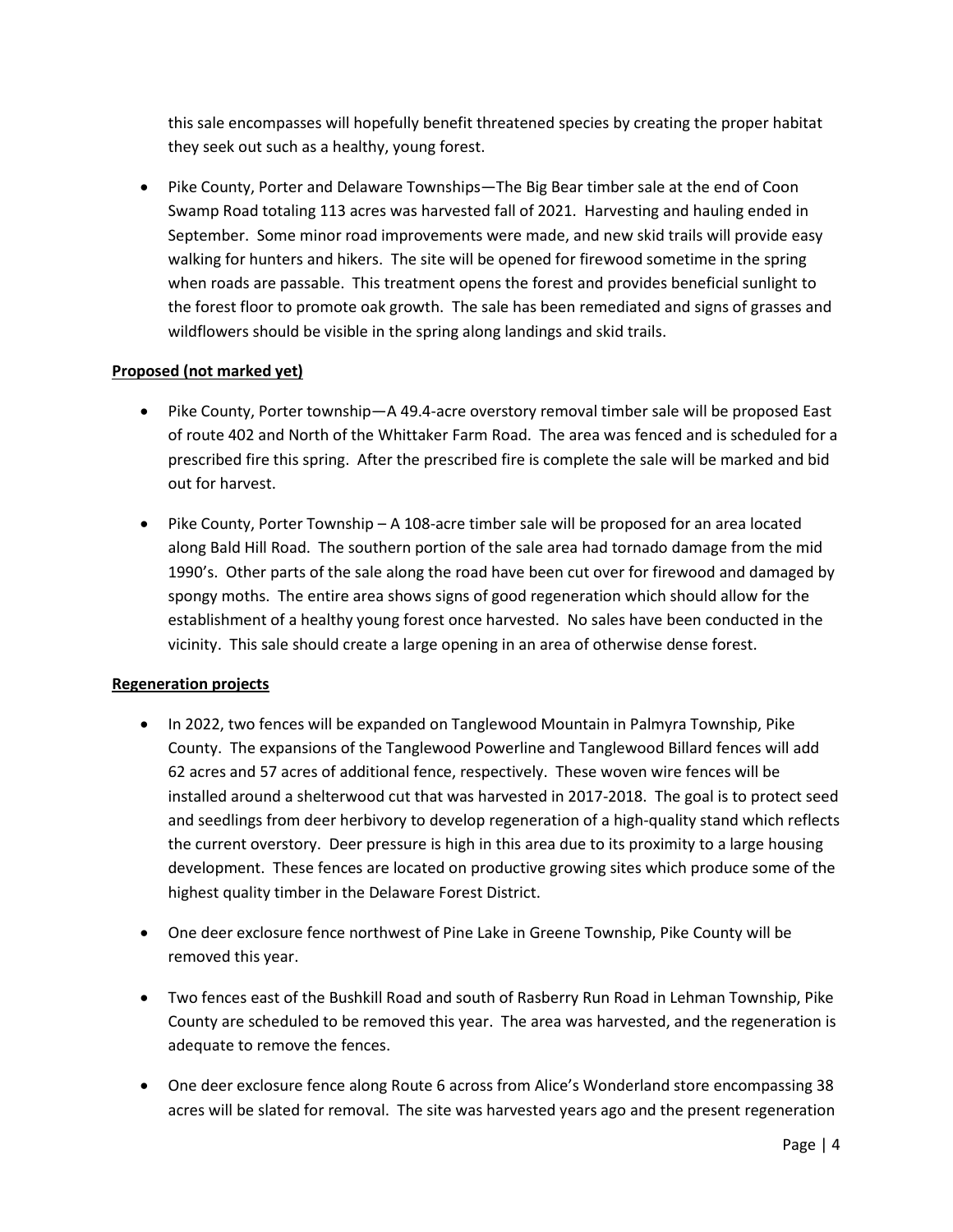this sale encompasses will hopefully benefit threatened species by creating the proper habitat they seek out such as a healthy, young forest.

- Pike County, Porter and Delaware Townships—The Big Bear timber sale at the end of Coon Swamp Road totaling 113 acres was harvested fall of 2021. Harvesting and hauling ended in September. Some minor road improvements were made, and new skid trails will provide easy walking for hunters and hikers. The site will be opened for firewood sometime in the spring when roads are passable. This treatment opens the forest and provides beneficial sunlight to the forest floor to promote oak growth. The sale has been remediated and signs of grasses and wildflowers should be visible in the spring along landings and skid trails.

**Proposed (not marked yet)**

- Pike County, Porter township—A 49.4-acre overstory removal timber sale will be proposed East of route 402 and North of the Whittaker Farm Road. The area was fenced and is scheduled for a prescribed fire this spring. After the prescribed fire is complete the sale will be marked and bid out for harvest.

- Pike County, Porter Township – A 108-acre timber sale will be proposed for an area located along Bald Hill Road. The southern portion of the sale area had tornado damage from the mid 1990's. Other parts of the sale along the road have been cut over for firewood and damaged by spongy moths. The entire area shows signs of good regeneration which should allow for the establishment of a healthy young forest once harvested. No sales have been conducted in the vicinity. This sale should create a large opening in an area of otherwise dense forest.

**Regeneration projects**

- In 2022, two fences will be expanded on Tanglewood Mountain in Palmyra Township, Pike County. The expansions of the Tanglewood Powerline and Tanglewood Billard fences will add 62 acres and 57 acres of additional fence, respectively. These woven wire fences will be installed around a shelterwood cut that was harvested in 2017-2018. The goal is to protect seed and seedlings from deer herbivory to develop regeneration of a high-quality stand which reflects the current overstory. Deer pressure is high in this area due to its proximity to a large housing development. These fences are located on productive growing sites which produce some of the highest quality timber in the Delaware Forest District.

- One deer exclosure fence northwest of Pine Lake in Greene Township, Pike County will be removed this year.

- Two fences east of the Bushkill Road and south of Rasberry Run Road in Lehman Township, Pike County are scheduled to be removed this year. The area was harvested, and the regeneration is adequate to remove the fences.

- One deer exclosure fence along Route 6 across from Alice's Wonderland store encompassing 38 acres will be slated for removal. The site was harvested years ago and the present regeneration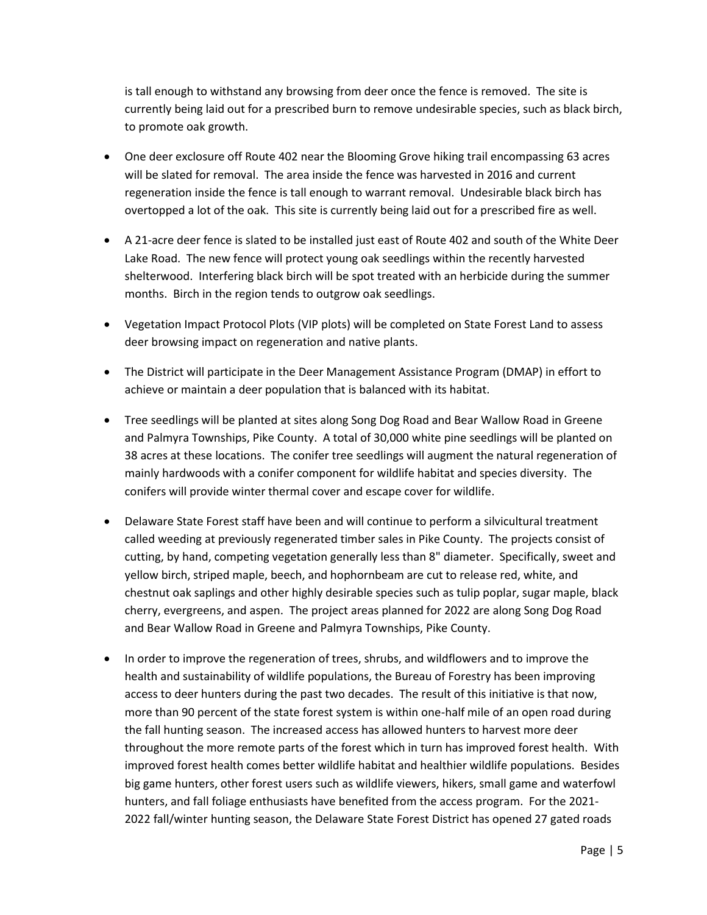is tall enough to withstand any browsing from deer once the fence is removed. The site is currently being laid out for a prescribed burn to remove undesirable species, such as black birch, to promote oak growth.

- One deer exclosure off Route 402 near the Blooming Grove hiking trail encompassing 63 acres will be slated for removal. The area inside the fence was harvested in 2016 and current regeneration inside the fence is tall enough to warrant removal. Undesirable black birch has overtopped a lot of the oak. This site is currently being laid out for a prescribed fire as well.

- A 21-acre deer fence is slated to be installed just east of Route 402 and south of the White Deer Lake Road. The new fence will protect young oak seedlings within the recently harvested shelterwood. Interfering black birch will be spot treated with an herbicide during the summer months. Birch in the region tends to outgrow oak seedlings.

- Vegetation Impact Protocol Plots (VIP plots) will be completed on State Forest Land to assess deer browsing impact on regeneration and native plants.

- The District will participate in the Deer Management Assistance Program (DMAP) in effort to achieve or maintain a deer population that is balanced with its habitat.

- Tree seedlings will be planted at sites along Song Dog Road and Bear Wallow Road in Greene and Palmyra Townships, Pike County. A total of 30,000 white pine seedlings will be planted on 38 acres at these locations. The conifer tree seedlings will augment the natural regeneration of mainly hardwoods with a conifer component for wildlife habitat and species diversity. The conifers will provide winter thermal cover and escape cover for wildlife.

- Delaware State Forest staff have been and will continue to perform a silvicultural treatment called weeding at previously regenerated timber sales in Pike County. The projects consist of cutting, by hand, competing vegetation generally less than 8" diameter. Specifically, sweet and yellow birch, striped maple, beech, and hophornbeam are cut to release red, white, and chestnut oak saplings and other highly desirable species such as tulip poplar, sugar maple, black cherry, evergreens, and aspen. The project areas planned for 2022 are along Song Dog Road and Bear Wallow Road in Greene and Palmyra Townships, Pike County.

- In order to improve the regeneration of trees, shrubs, and wildflowers and to improve the health and sustainability of wildlife populations, the Bureau of Forestry has been improving access to deer hunters during the past two decades. The result of this initiative is that now, more than 90 percent of the state forest system is within one-half mile of an open road during the fall hunting season. The increased access has allowed hunters to harvest more deer throughout the more remote parts of the forest which in turn has improved forest health. With improved forest health comes better wildlife habitat and healthier wildlife populations. Besides big game hunters, other forest users such as wildlife viewers, hikers, small game and waterfowl hunters, and fall foliage enthusiasts have benefited from the access program. For the 2021-2022 fall/winter hunting season, the Delaware State Forest District has opened 27 gated roads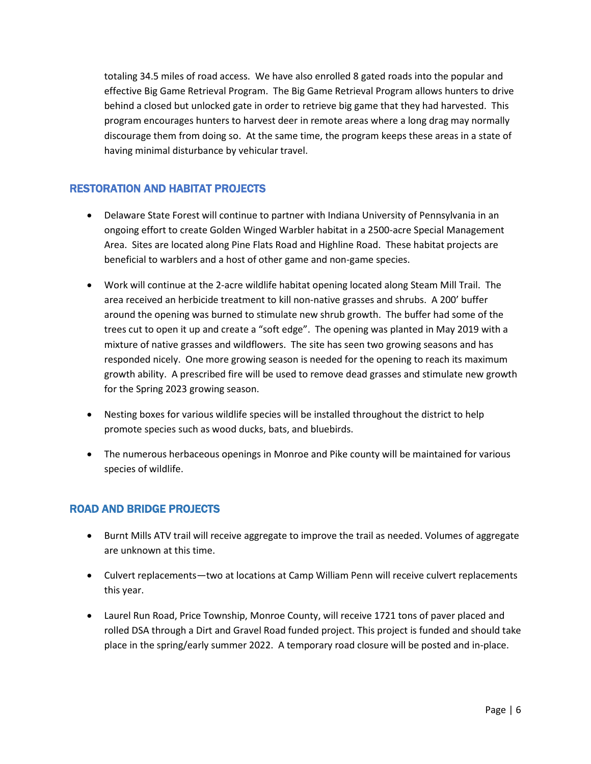totaling 34.5 miles of road access. We have also enrolled 8 gated roads into the popular and effective Big Game Retrieval Program. The Big Game Retrieval Program allows hunters to drive behind a closed but unlocked gate in order to retrieve big game that they had harvested. This program encourages hunters to harvest deer in remote areas where a long drag may normally discourage them from doing so. At the same time, the program keeps these areas in a state of having minimal disturbance by vehicular travel.

## RESTORATION AND HABITAT PROJECTS

- Delaware State Forest will continue to partner with Indiana University of Pennsylvania in an ongoing effort to create Golden Winged Warbler habitat in a 2500-acre Special Management Area. Sites are located along Pine Flats Road and Highline Road. These habitat projects are beneficial to warblers and a host of other game and non-game species.

- Work will continue at the 2-acre wildlife habitat opening located along Steam Mill Trail. The area received an herbicide treatment to kill non-native grasses and shrubs. A 200' buffer around the opening was burned to stimulate new shrub growth. The buffer had some of the trees cut to open it up and create a "soft edge". The opening was planted in May 2019 with a mixture of native grasses and wildflowers. The site has seen two growing seasons and has responded nicely. One more growing season is needed for the opening to reach its maximum growth ability. A prescribed fire will be used to remove dead grasses and stimulate new growth for the Spring 2023 growing season.

- Nesting boxes for various wildlife species will be installed throughout the district to help promote species such as wood ducks, bats, and bluebirds.

- The numerous herbaceous openings in Monroe and Pike county will be maintained for various species of wildlife.

## ROAD AND BRIDGE PROJECTS

- Burnt Mills ATV trail will receive aggregate to improve the trail as needed. Volumes of aggregate are unknown at this time.

- Culvert replacements—two at locations at Camp William Penn will receive culvert replacements this year.

- Laurel Run Road, Price Township, Monroe County, will receive 1721 tons of paver placed and rolled DSA through a Dirt and Gravel Road funded project. This project is funded and should take place in the spring/early summer 2022. A temporary road closure will be posted and in-place.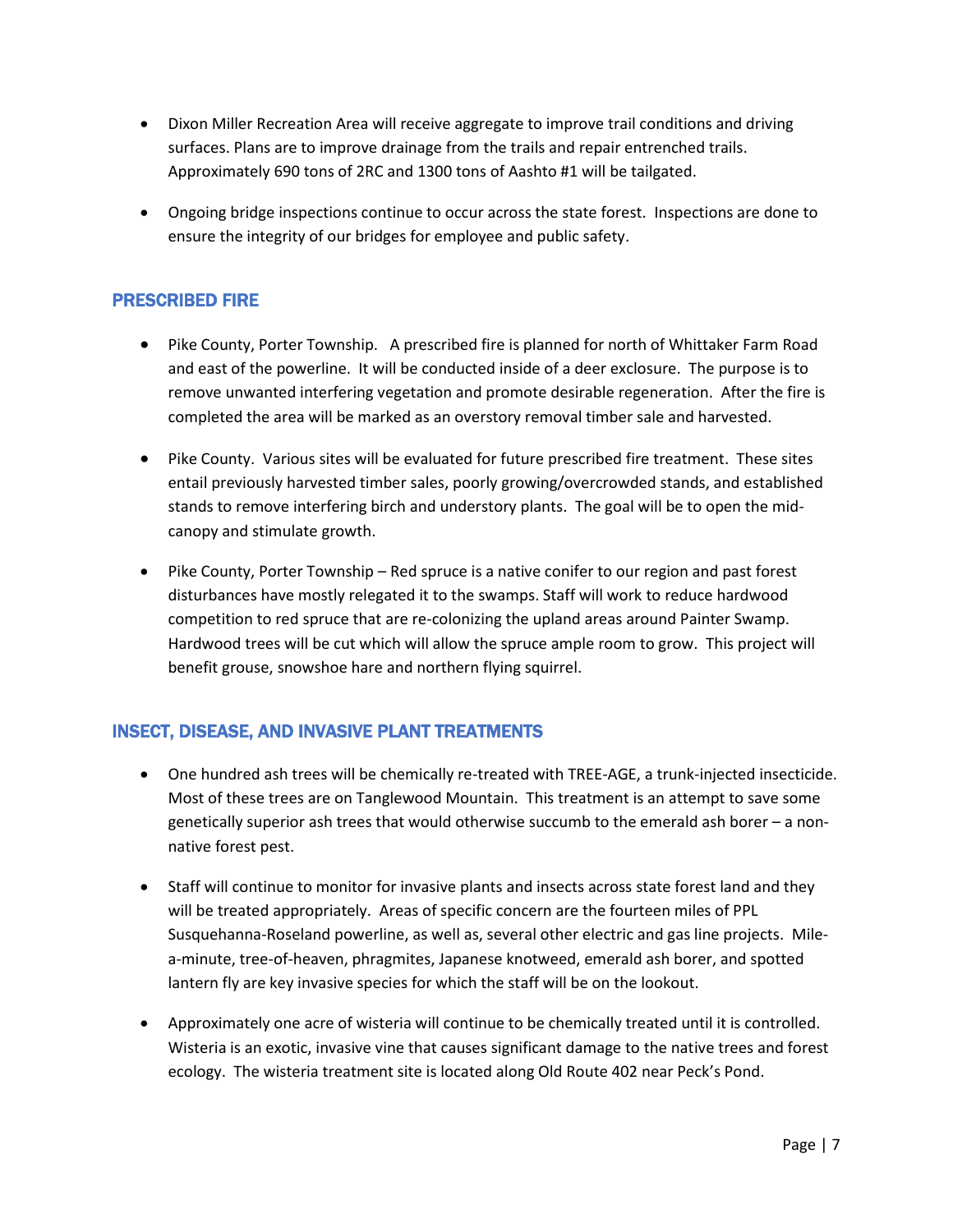- Dixon Miller Recreation Area will receive aggregate to improve trail conditions and driving surfaces. Plans are to improve drainage from the trails and repair entrenched trails. Approximately 690 tons of 2RC and 1300 tons of Aashto #1 will be tailgated.

- Ongoing bridge inspections continue to occur across the state forest. Inspections are done to ensure the integrity of our bridges for employee and public safety.

## PRESCRIBED FIRE

- Pike County, Porter Township. A prescribed fire is planned for north of Whittaker Farm Road and east of the powerline. It will be conducted inside of a deer exclosure. The purpose is to remove unwanted interfering vegetation and promote desirable regeneration. After the fire is completed the area will be marked as an overstory removal timber sale and harvested.

- Pike County. Various sites will be evaluated for future prescribed fire treatment. These sites entail previously harvested timber sales, poorly growing/overcrowded stands, and established stands to remove interfering birch and understory plants. The goal will be to open the mid-canopy and stimulate growth.

- Pike County, Porter Township – Red spruce is a native conifer to our region and past forest disturbances have mostly relegated it to the swamps. Staff will work to reduce hardwood competition to red spruce that are re-colonizing the upland areas around Painter Swamp. Hardwood trees will be cut which will allow the spruce ample room to grow. This project will benefit grouse, snowshoe hare and northern flying squirrel.

## INSECT, DISEASE, AND INVASIVE PLANT TREATMENTS

- One hundred ash trees will be chemically re-treated with TREE-AGE, a trunk-injected insecticide. Most of these trees are on Tanglewood Mountain. This treatment is an attempt to save some genetically superior ash trees that would otherwise succumb to the emerald ash borer – a non-native forest pest.

- Staff will continue to monitor for invasive plants and insects across state forest land and they will be treated appropriately. Areas of specific concern are the fourteen miles of PPL Susquehanna-Roseland powerline, as well as, several other electric and gas line projects. Mile-a-minute, tree-of-heaven, phragmites, Japanese knotweed, emerald ash borer, and spotted lantern fly are key invasive species for which the staff will be on the lookout.

- Approximately one acre of wisteria will continue to be chemically treated until it is controlled. Wisteria is an exotic, invasive vine that causes significant damage to the native trees and forest ecology. The wisteria treatment site is located along Old Route 402 near Peck's Pond.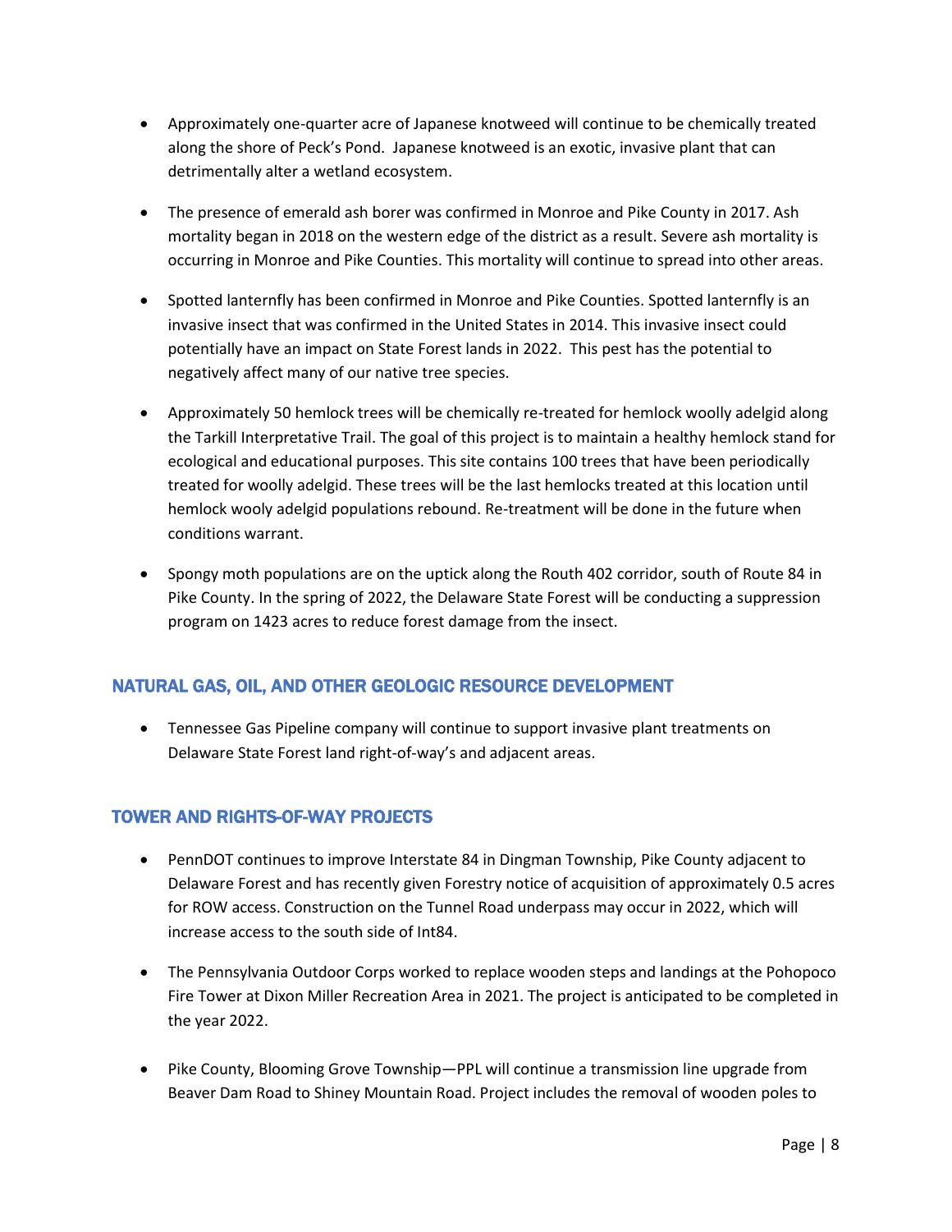- Approximately one-quarter acre of Japanese knotweed will continue to be chemically treated along the shore of Peck's Pond. Japanese knotweed is an exotic, invasive plant that can detrimentally alter a wetland ecosystem.

- The presence of emerald ash borer was confirmed in Monroe and Pike County in 2017. Ash mortality began in 2018 on the western edge of the district as a result. Severe ash mortality is occurring in Monroe and Pike Counties. This mortality will continue to spread into other areas.

- Spotted lanternfly has been confirmed in Monroe and Pike Counties. Spotted lanternfly is an invasive insect that was confirmed in the United States in 2014. This invasive insect could potentially have an impact on State Forest lands in 2022. This pest has the potential to negatively affect many of our native tree species.

- Approximately 50 hemlock trees will be chemically re-treated for hemlock woolly adelgid along the Tarkill Interpretative Trail. The goal of this project is to maintain a healthy hemlock stand for ecological and educational purposes. This site contains 100 trees that have been periodically treated for woolly adelgid. These trees will be the last hemlocks treated at this location until hemlock wooly adelgid populations rebound. Re-treatment will be done in the future when conditions warrant.

- Spongy moth populations are on the uptick along the Routh 402 corridor, south of Route 84 in Pike County. In the spring of 2022, the Delaware State Forest will be conducting a suppression program on 1423 acres to reduce forest damage from the insect.

## NATURAL GAS, OIL, AND OTHER GEOLOGIC RESOURCE DEVELOPMENT

- Tennessee Gas Pipeline company will continue to support invasive plant treatments on Delaware State Forest land right-of-way's and adjacent areas.

## TOWER AND RIGHTS-OF-WAY PROJECTS

- PennDOT continues to improve Interstate 84 in Dingman Township, Pike County adjacent to Delaware Forest and has recently given Forestry notice of acquisition of approximately 0.5 acres for ROW access. Construction on the Tunnel Road underpass may occur in 2022, which will increase access to the south side of Int84.

- The Pennsylvania Outdoor Corps worked to replace wooden steps and landings at the Pohopoco Fire Tower at Dixon Miller Recreation Area in 2021. The project is anticipated to be completed in the year 2022.

- Pike County, Blooming Grove Township—PPL will continue a transmission line upgrade from Beaver Dam Road to Shiney Mountain Road. Project includes the removal of wooden poles to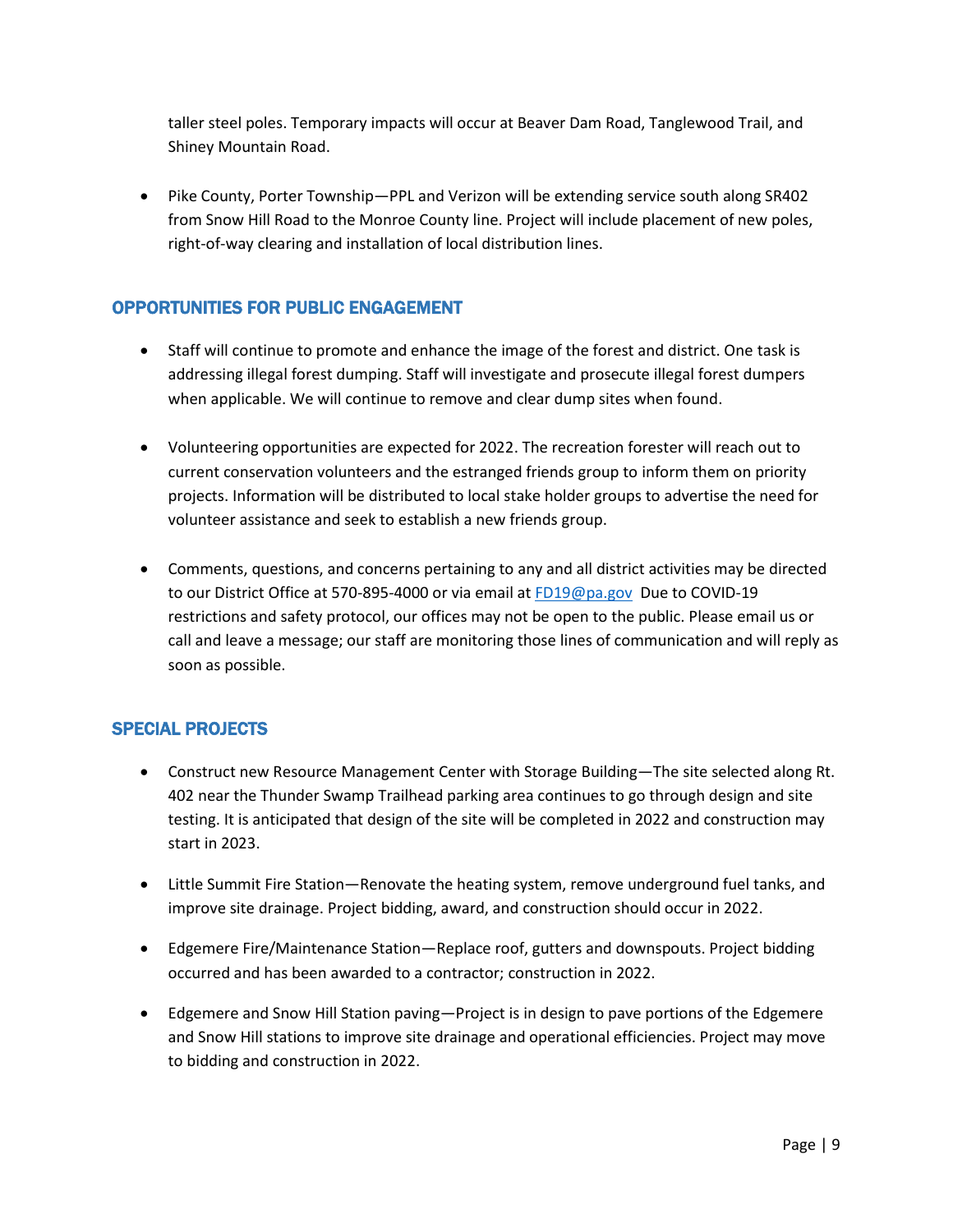taller steel poles. Temporary impacts will occur at Beaver Dam Road, Tanglewood Trail, and Shiney Mountain Road.

- Pike County, Porter Township—PPL and Verizon will be extending service south along SR402 from Snow Hill Road to the Monroe County line. Project will include placement of new poles, right-of-way clearing and installation of local distribution lines.

## OPPORTUNITIES FOR PUBLIC ENGAGEMENT

- Staff will continue to promote and enhance the image of the forest and district. One task is addressing illegal forest dumping. Staff will investigate and prosecute illegal forest dumpers when applicable. We will continue to remove and clear dump sites when found.

- Volunteering opportunities are expected for 2022. The recreation forester will reach out to current conservation volunteers and the estranged friends group to inform them on priority projects. Information will be distributed to local stake holder groups to advertise the need for volunteer assistance and seek to establish a new friends group.

- Comments, questions, and concerns pertaining to any and all district activities may be directed to our District Office at 570-895-4000 or via email at FD19@pa.gov Due to COVID-19 restrictions and safety protocol, our offices may not be open to the public. Please email us or call and leave a message; our staff are monitoring those lines of communication and will reply as soon as possible.

## SPECIAL PROJECTS

- Construct new Resource Management Center with Storage Building—The site selected along Rt. 402 near the Thunder Swamp Trailhead parking area continues to go through design and site testing. It is anticipated that design of the site will be completed in 2022 and construction may start in 2023.

- Little Summit Fire Station—Renovate the heating system, remove underground fuel tanks, and improve site drainage. Project bidding, award, and construction should occur in 2022.

- Edgemere Fire/Maintenance Station—Replace roof, gutters and downspouts. Project bidding occurred and has been awarded to a contractor; construction in 2022.

- Edgemere and Snow Hill Station paving—Project is in design to pave portions of the Edgemere and Snow Hill stations to improve site drainage and operational efficiencies. Project may move to bidding and construction in 2022.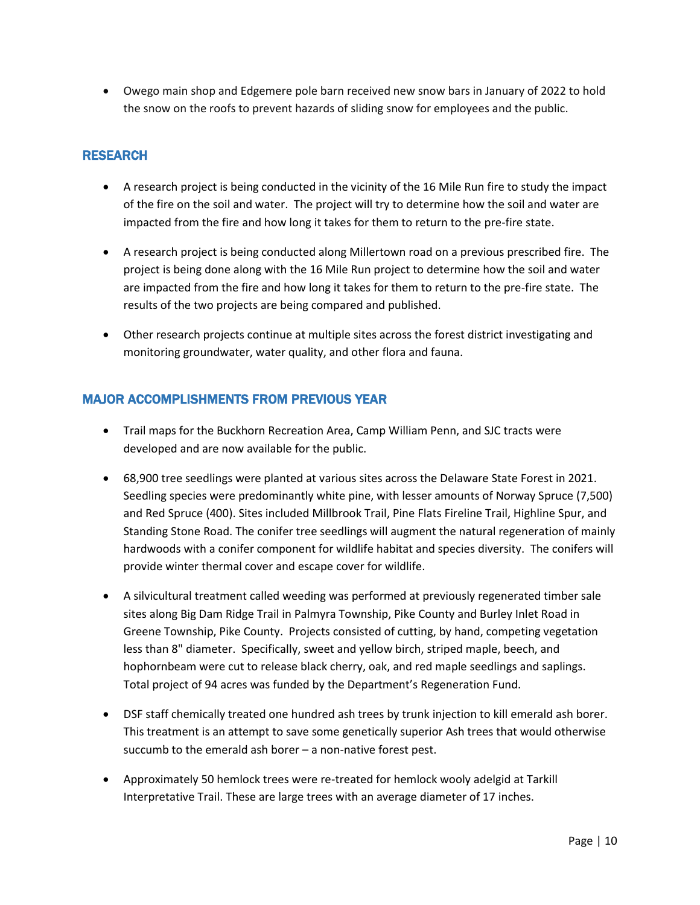- Owego main shop and Edgemere pole barn received new snow bars in January of 2022 to hold the snow on the roofs to prevent hazards of sliding snow for employees and the public.

## RESEARCH

- A research project is being conducted in the vicinity of the 16 Mile Run fire to study the impact of the fire on the soil and water. The project will try to determine how the soil and water are impacted from the fire and how long it takes for them to return to the pre-fire state.
- A research project is being conducted along Millertown road on a previous prescribed fire. The project is being done along with the 16 Mile Run project to determine how the soil and water are impacted from the fire and how long it takes for them to return to the pre-fire state. The results of the two projects are being compared and published.
- Other research projects continue at multiple sites across the forest district investigating and monitoring groundwater, water quality, and other flora and fauna.

## MAJOR ACCOMPLISHMENTS FROM PREVIOUS YEAR

- Trail maps for the Buckhorn Recreation Area, Camp William Penn, and SJC tracts were developed and are now available for the public.
- 68,900 tree seedlings were planted at various sites across the Delaware State Forest in 2021. Seedling species were predominantly white pine, with lesser amounts of Norway Spruce (7,500) and Red Spruce (400). Sites included Millbrook Trail, Pine Flats Fireline Trail, Highline Spur, and Standing Stone Road. The conifer tree seedlings will augment the natural regeneration of mainly hardwoods with a conifer component for wildlife habitat and species diversity. The conifers will provide winter thermal cover and escape cover for wildlife.
- A silvicultural treatment called weeding was performed at previously regenerated timber sale sites along Big Dam Ridge Trail in Palmyra Township, Pike County and Burley Inlet Road in Greene Township, Pike County. Projects consisted of cutting, by hand, competing vegetation less than 8" diameter. Specifically, sweet and yellow birch, striped maple, beech, and hophornbeam were cut to release black cherry, oak, and red maple seedlings and saplings. Total project of 94 acres was funded by the Department's Regeneration Fund.
- DSF staff chemically treated one hundred ash trees by trunk injection to kill emerald ash borer. This treatment is an attempt to save some genetically superior Ash trees that would otherwise succumb to the emerald ash borer – a non-native forest pest.
- Approximately 50 hemlock trees were re-treated for hemlock wooly adelgid at Tarkill Interpretative Trail. These are large trees with an average diameter of 17 inches.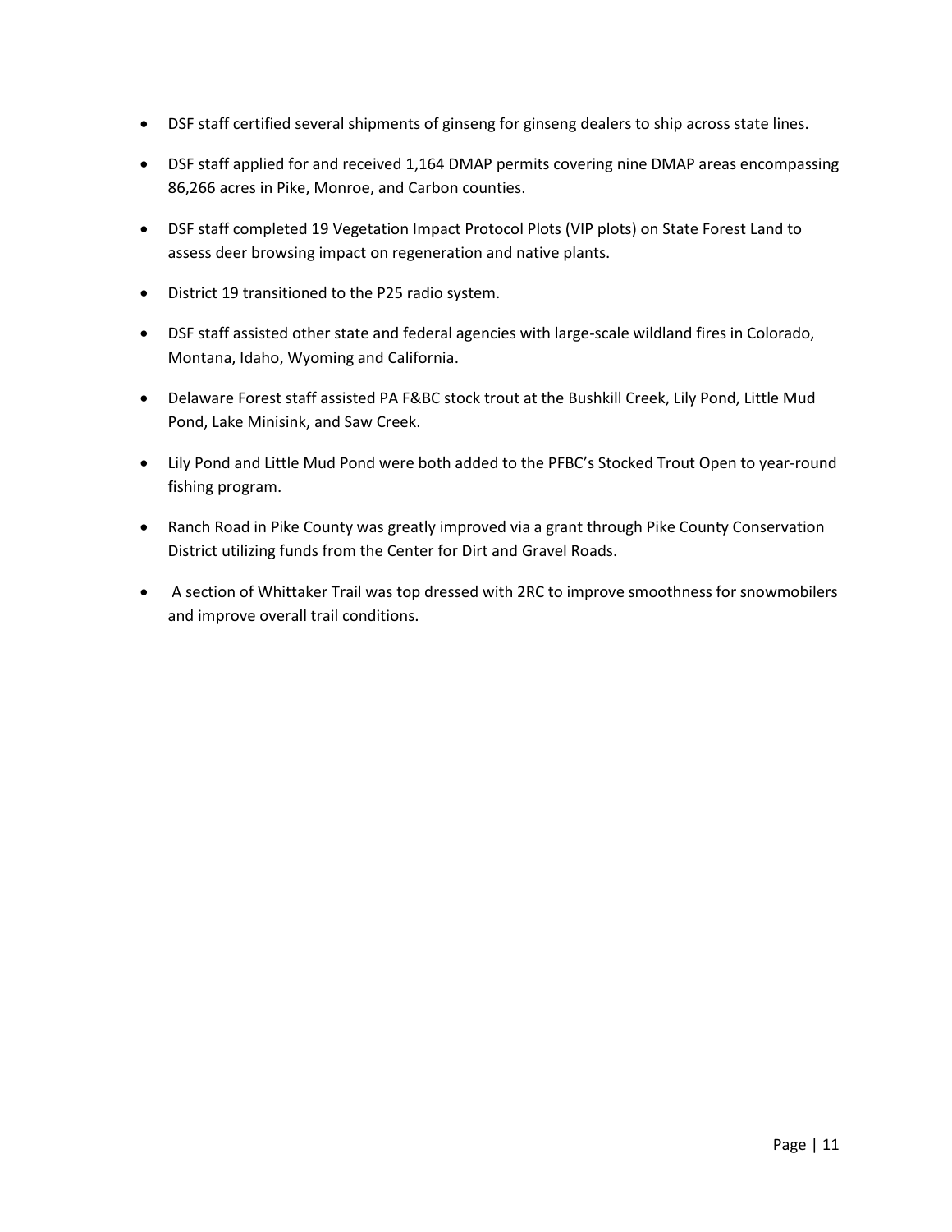- DSF staff certified several shipments of ginseng for ginseng dealers to ship across state lines.
- DSF staff applied for and received 1,164 DMAP permits covering nine DMAP areas encompassing 86,266 acres in Pike, Monroe, and Carbon counties.
- DSF staff completed 19 Vegetation Impact Protocol Plots (VIP plots) on State Forest Land to assess deer browsing impact on regeneration and native plants.
- District 19 transitioned to the P25 radio system.
- DSF staff assisted other state and federal agencies with large-scale wildland fires in Colorado, Montana, Idaho, Wyoming and California.
- Delaware Forest staff assisted PA F&BC stock trout at the Bushkill Creek, Lily Pond, Little Mud Pond, Lake Minisink, and Saw Creek.
- Lily Pond and Little Mud Pond were both added to the PFBC's Stocked Trout Open to year-round fishing program.
- Ranch Road in Pike County was greatly improved via a grant through Pike County Conservation District utilizing funds from the Center for Dirt and Gravel Roads.
- A section of Whittaker Trail was top dressed with 2RC to improve smoothness for snowmobilers and improve overall trail conditions.